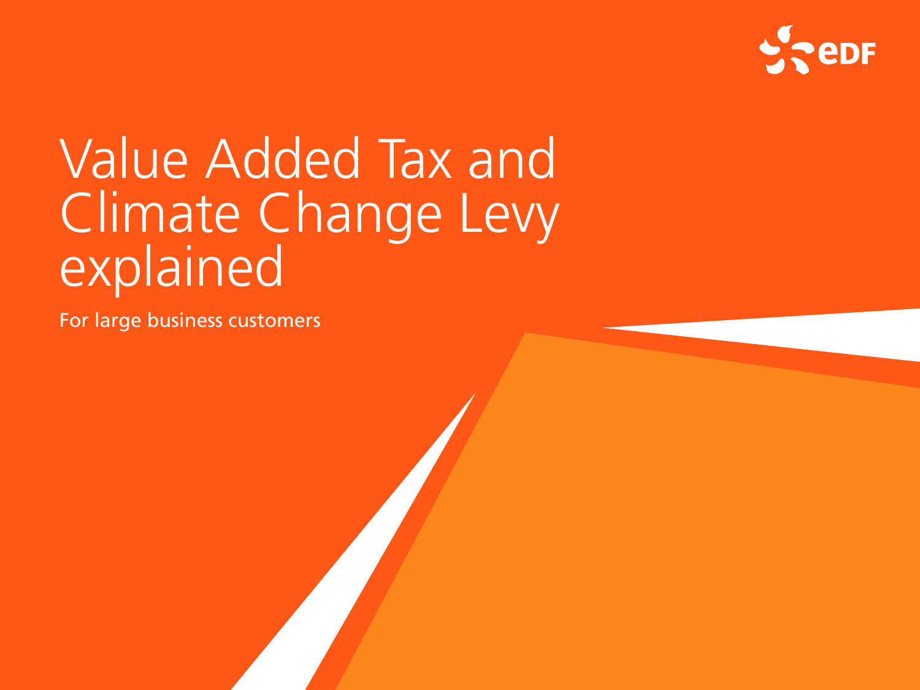# Value Added Tax and Climate Change Levy explained

For large business customers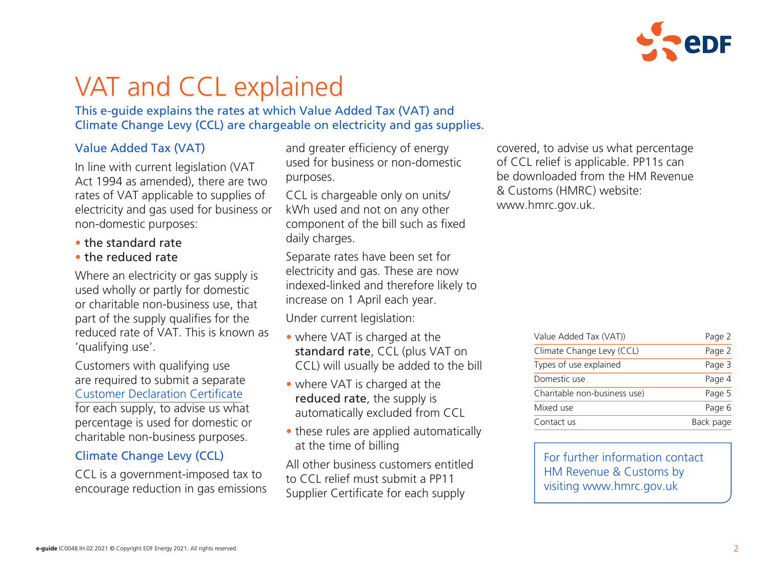# VAT and CCL explained

This e-guide explains the rates at which Value Added Tax (VAT) and Climate Change Levy (CCL) are chargeable on electricity and gas supplies.

## Value Added Tax (VAT)

In line with current legislation (VAT Act 1994 as amended), there are two rates of VAT applicable to supplies of electricity and gas used for business or non-domestic purposes:

- the standard rate
- the reduced rate

Where an electricity or gas supply is used wholly or partly for domestic or charitable non-business use, that part of the supply qualifies for the reduced rate of VAT. This is known as 'qualifying use'.

Customers with qualifying use are required to submit a separate Customer Declaration Certificate for each supply, to advise us what percentage is used for domestic or charitable non-business purposes.

## Climate Change Levy (CCL)

CCL is a government-imposed tax to encourage reduction in gas emissions and greater efficiency of energy used for business or non-domestic purposes.

CCL is chargeable only on units/kWh used and not on any other component of the bill such as fixed daily charges.

Separate rates have been set for electricity and gas. These are now indexed-linked and therefore likely to increase on 1 April each year.

Under current legislation:

- where VAT is charged at the **standard rate**, CCL (plus VAT on CCL) will usually be added to the bill
- where VAT is charged at the **reduced rate**, the supply is automatically excluded from CCL
- these rules are applied automatically at the time of billing

All other business customers entitled to CCL relief must submit a PP11 Supplier Certificate for each supply covered, to advise us what percentage of CCL relief is applicable. PP11s can be downloaded from the HM Revenue & Customs (HMRC) website: www.hmrc.gov.uk.

| | |
|---|---|
| Value Added Tax (VAT)) | Page 2 |
| Climate Change Levy (CCL) | Page 2 |
| Types of use explained | Page 3 |
| Domestic use | Page 4 |
| Charitable non-business use) | Page 5 |
| Mixed use | Page 6 |
| Contact us | Back page |

For further information contact HM Revenue & Customs by visiting www.hmrc.gov.uk

**e-guide** IC0048.IH.02.2021 © Copyright EDF Energy 2021. All rights reserved.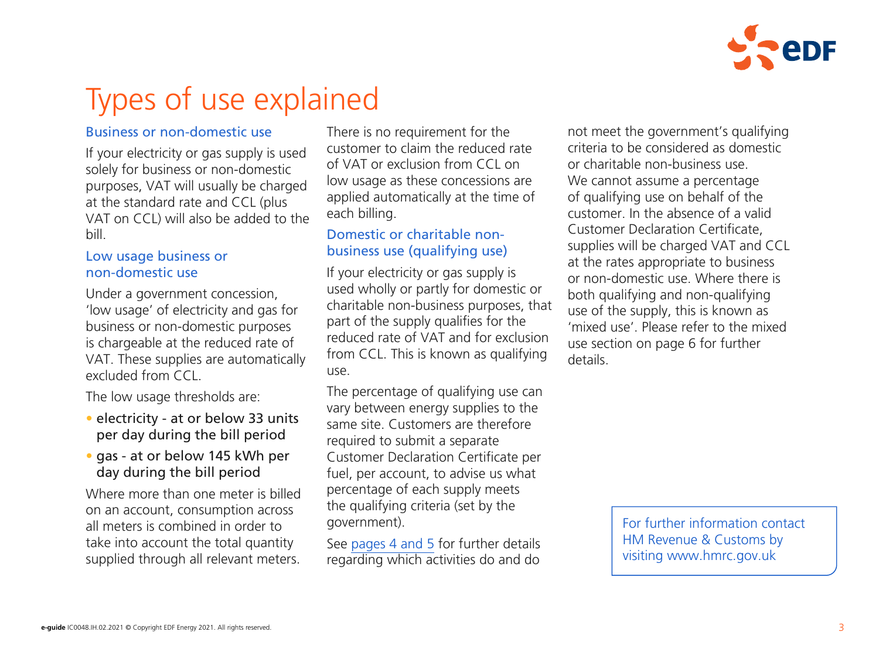# Types of use explained

## Business or non-domestic use

If your electricity or gas supply is used solely for business or non-domestic purposes, VAT will usually be charged at the standard rate and CCL (plus VAT on CCL) will also be added to the bill.

## Low usage business or non-domestic use

Under a government concession, 'low usage' of electricity and gas for business or non-domestic purposes is chargeable at the reduced rate of VAT. These supplies are automatically excluded from CCL.

The low usage thresholds are:

- electricity - at or below 33 units per day during the bill period
- gas - at or below 145 kWh per day during the bill period

Where more than one meter is billed on an account, consumption across all meters is combined in order to take into account the total quantity supplied through all relevant meters.

There is no requirement for the customer to claim the reduced rate of VAT or exclusion from CCL on low usage as these concessions are applied automatically at the time of each billing.

## Domestic or charitable non-business use (qualifying use)

If your electricity or gas supply is used wholly or partly for domestic or charitable non-business purposes, that part of the supply qualifies for the reduced rate of VAT and for exclusion from CCL. This is known as qualifying use.

The percentage of qualifying use can vary between energy supplies to the same site. Customers are therefore required to submit a separate Customer Declaration Certificate per fuel, per account, to advise us what percentage of each supply meets the qualifying criteria (set by the government).

See pages 4 and 5 for further details regarding which activities do and do not meet the government's qualifying criteria to be considered as domestic or charitable non-business use. We cannot assume a percentage of qualifying use on behalf of the customer. In the absence of a valid Customer Declaration Certificate, supplies will be charged VAT and CCL at the rates appropriate to business or non-domestic use. Where there is both qualifying and non-qualifying use of the supply, this is known as 'mixed use'. Please refer to the mixed use section on page 6 for further details.

For further information contact HM Revenue & Customs by visiting www.hmrc.gov.uk

**e-guide** IC0048.IH.02.2021 © Copyright EDF Energy 2021. All rights reserved.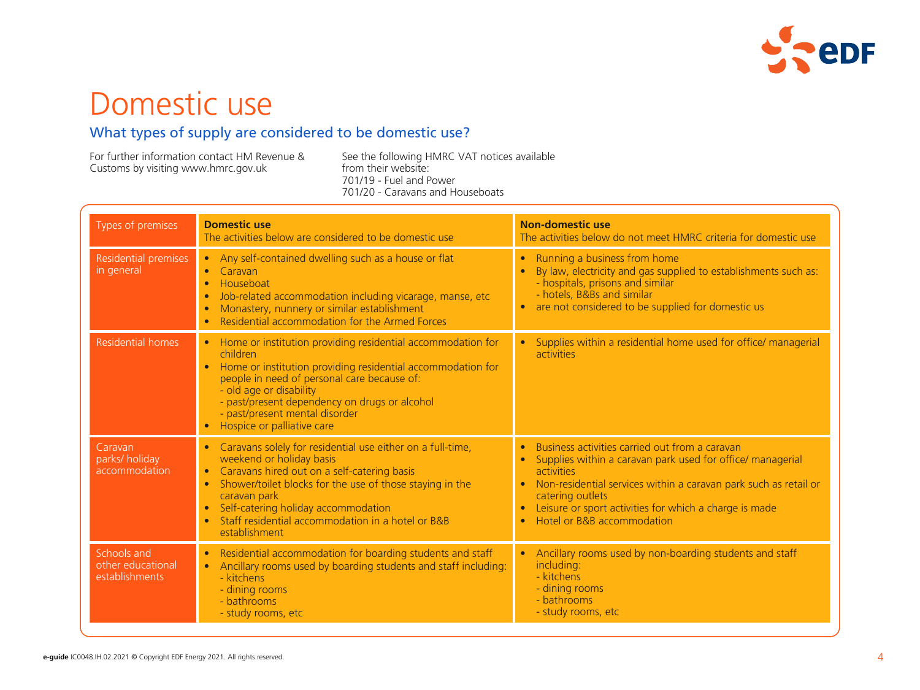# Domestic use

## What types of supply are considered to be domestic use?

For further information contact HM Revenue & Customs by visiting www.hmrc.gov.uk

See the following HMRC VAT notices available from their website:
701/19 - Fuel and Power
701/20 - Caravans and Houseboats

| Types of premises | **Domestic use**<br>The activities below are considered to be domestic use | **Non-domestic use**<br>The activities below do not meet HMRC criteria for domestic use |
|---|---|---|
| Residential premises in general | • Any self-contained dwelling such as a house or flat<br>• Caravan<br>• Houseboat<br>• Job-related accommodation including vicarage, manse, etc<br>• Monastery, nunnery or similar establishment<br>• Residential accommodation for the Armed Forces | • Running a business from home<br>• By law, electricity and gas supplied to establishments such as:<br>- hospitals, prisons and similar<br>- hotels, B&Bs and similar<br>• are not considered to be supplied for domestic us |
| Residential homes | • Home or institution providing residential accommodation for children<br>• Home or institution providing residential accommodation for people in need of personal care because of:<br>- old age or disability<br>- past/present dependency on drugs or alcohol<br>- past/present mental disorder<br>• Hospice or palliative care | • Supplies within a residential home used for office/ managerial activities |
| Caravan parks/ holiday accommodation | • Caravans solely for residential use either on a full-time, weekend or holiday basis<br>• Caravans hired out on a self-catering basis<br>• Shower/toilet blocks for the use of those staying in the caravan park<br>• Self-catering holiday accommodation<br>• Staff residential accommodation in a hotel or B&B establishment | • Business activities carried out from a caravan<br>• Supplies within a caravan park used for office/ managerial activities<br>• Non-residential services within a caravan park such as retail or catering outlets<br>• Leisure or sport activities for which a charge is made<br>• Hotel or B&B accommodation |
| Schools and other educational establishments | • Residential accommodation for boarding students and staff<br>• Ancillary rooms used by boarding students and staff including:<br>- kitchens<br>- dining rooms<br>- bathrooms<br>- study rooms, etc | • Ancillary rooms used by non-boarding students and staff including:<br>- kitchens<br>- dining rooms<br>- bathrooms<br>- study rooms, etc |

**e-guide** IC0048.IH.02.2021 © Copyright EDF Energy 2021. All rights reserved.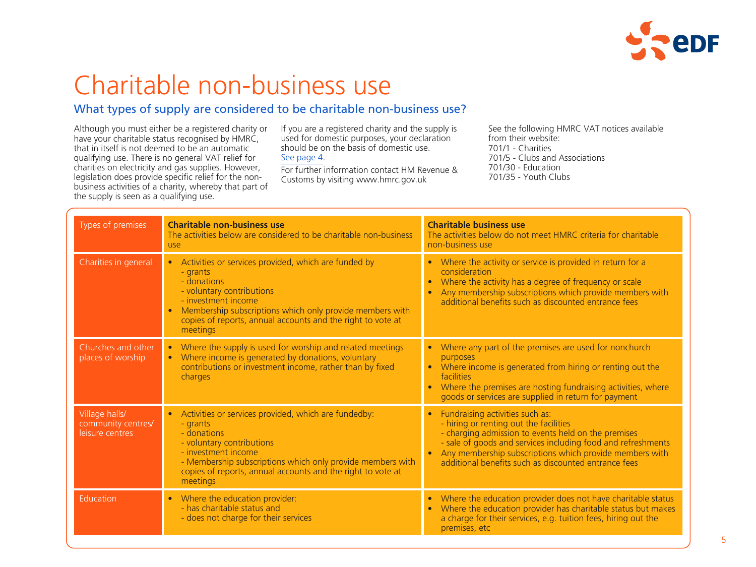# Charitable non-business use

## What types of supply are considered to be charitable non-business use?

Although you must either be a registered charity or have your charitable status recognised by HMRC, that in itself is not deemed to be an automatic qualifying use. There is no general VAT relief for charities on electricity and gas supplies. However, legislation does provide specific relief for the non-business activities of a charity, whereby that part of the supply is seen as a qualifying use.

If you are a registered charity and the supply is used for domestic purposes, your declaration should be on the basis of domestic use. See page 4.

For further information contact HM Revenue & Customs by visiting www.hmrc.gov.uk

See the following HMRC VAT notices available from their website:
701/1 - Charities
701/5 - Clubs and Associations
701/30 - Education
701/35 - Youth Clubs

| Types of premises | **Charitable non-business use**<br>The activities below are considered to be charitable non-business use | **Charitable business use**<br>The activities below do not meet HMRC criteria for charitable non-business use |
|---|---|---|
| Charities in general | • Activities or services provided, which are funded by<br>- grants<br>- donations<br>- voluntary contributions<br>- investment income<br>• Membership subscriptions which only provide members with copies of reports, annual accounts and the right to vote at meetings | • Where the activity or service is provided in return for a consideration<br>• Where the activity has a degree of frequency or scale<br>• Any membership subscriptions which provide members with additional benefits such as discounted entrance fees |
| Churches and other places of worship | • Where the supply is used for worship and related meetings<br>• Where income is generated by donations, voluntary contributions or investment income, rather than by fixed charges | • Where any part of the premises are used for nonchurch purposes<br>• Where income is generated from hiring or renting out the facilities<br>• Where the premises are hosting fundraising activities, where goods or services are supplied in return for payment |
| Village halls/ community centres/ leisure centres | • Activities or services provided, which are fundedby:<br>- grants<br>- donations<br>- voluntary contributions<br>- investment income<br>- Membership subscriptions which only provide members with copies of reports, annual accounts and the right to vote at meetings | • Fundraising activities such as:<br>- hiring or renting out the facilities<br>- charging admission to events held on the premises<br>- sale of goods and services including food and refreshments<br>• Any membership subscriptions which provide members with additional benefits such as discounted entrance fees |
| Education | • Where the education provider:<br>- has charitable status and<br>- does not charge for their services | • Where the education provider does not have charitable status<br>• Where the education provider has charitable status but makes a charge for their services, e.g. tuition fees, hiring out the premises, etc |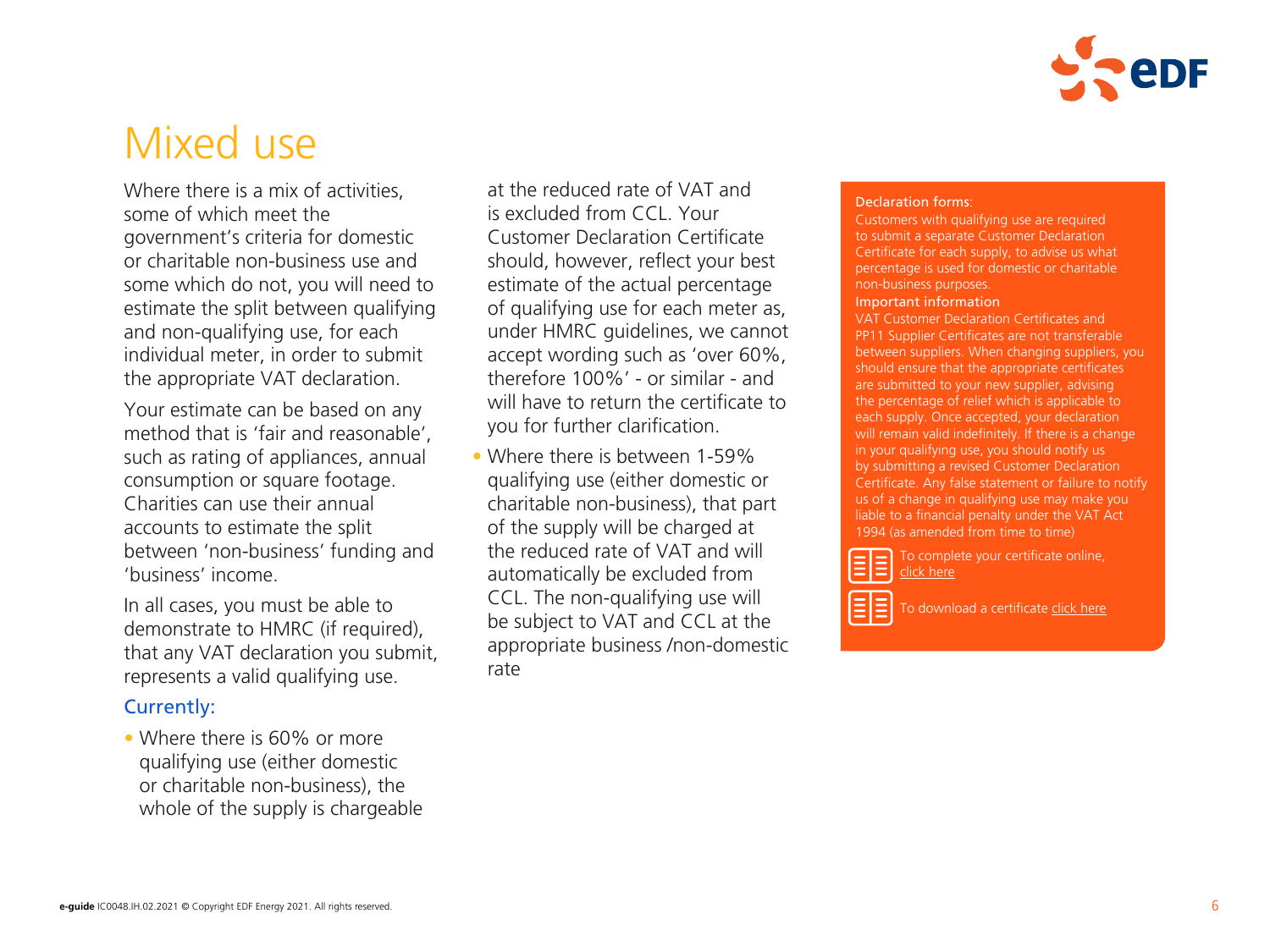# Mixed use

Where there is a mix of activities, some of which meet the government's criteria for domestic or charitable non-business use and some which do not, you will need to estimate the split between qualifying and non-qualifying use, for each individual meter, in order to submit the appropriate VAT declaration.

Your estimate can be based on any method that is 'fair and reasonable', such as rating of appliances, annual consumption or square footage. Charities can use their annual accounts to estimate the split between 'non-business' funding and 'business' income.

In all cases, you must be able to demonstrate to HMRC (if required), that any VAT declaration you submit, represents a valid qualifying use.

### Currently:

- Where there is 60% or more qualifying use (either domestic or charitable non-business), the whole of the supply is chargeable at the reduced rate of VAT and is excluded from CCL. Your Customer Declaration Certificate should, however, reflect your best estimate of the actual percentage of qualifying use for each meter as, under HMRC guidelines, we cannot accept wording such as 'over 60%, therefore 100%' - or similar - and will have to return the certificate to you for further clarification.
- Where there is between 1-59% qualifying use (either domestic or charitable non-business), that part of the supply will be charged at the reduced rate of VAT and will automatically be excluded from CCL. The non-qualifying use will be subject to VAT and CCL at the appropriate business /non-domestic rate

**Declaration forms:**

Customers with qualifying use are required to submit a separate Customer Declaration Certificate for each supply, to advise us what percentage is used for domestic or charitable non-business purposes.

**Important information**

VAT Customer Declaration Certificates and PP11 Supplier Certificates are not transferable between suppliers. When changing suppliers, you should ensure that the appropriate certificates are submitted to your new supplier, advising the percentage of relief which is applicable to each supply. Once accepted, your declaration will remain valid indefinitely. If there is a change in your qualifying use, you should notify us by submitting a revised Customer Declaration Certificate. Any false statement or failure to notify us of a change in qualifying use may make you liable to a financial penalty under the VAT Act 1994 (as amended from time to time)

To complete your certificate online, click here

To download a certificate click here

**e-guide** IC0048.IH.02.2021 © Copyright EDF Energy 2021. All rights reserved.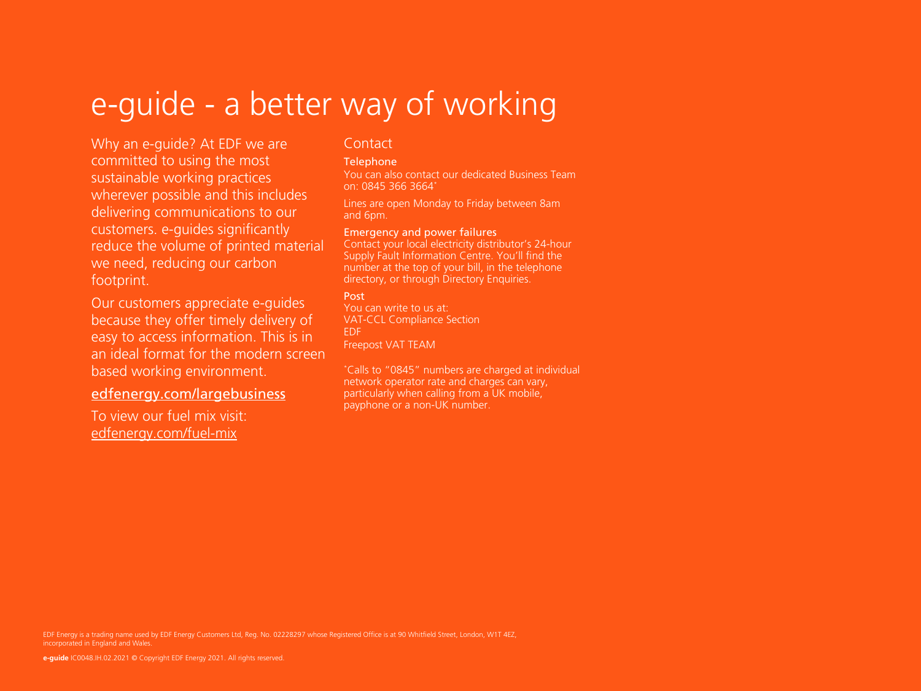# e-guide - a better way of working

Why an e-guide? At EDF we are committed to using the most sustainable working practices wherever possible and this includes delivering communications to our customers. e-guides significantly reduce the volume of printed material we need, reducing our carbon footprint.

Our customers appreciate e-guides because they offer timely delivery of easy to access information. This is in an ideal format for the modern screen based working environment.

edfenergy.com/largebusiness

To view our fuel mix visit:
edfenergy.com/fuel-mix

## Contact

### Telephone

You can also contact our dedicated Business Team on: 0845 366 3664*

Lines are open Monday to Friday between 8am and 6pm.

### Emergency and power failures

Contact your local electricity distributor's 24-hour Supply Fault Information Centre. You'll find the number at the top of your bill, in the telephone directory, or through Directory Enquiries.

### Post

You can write to us at:
VAT-CCL Compliance Section
EDF
Freepost VAT TEAM

*Calls to "0845" numbers are charged at individual network operator rate and charges can vary, particularly when calling from a UK mobile, payphone or a non-UK number.

EDF Energy is a trading name used by EDF Energy Customers Ltd, Reg. No. 02228297 whose Registered Office is at 90 Whitfield Street, London, W1T 4EZ, incorporated in England and Wales.

**e-guide** IC0048.IH.02.2021 © Copyright EDF Energy 2021. All rights reserved.